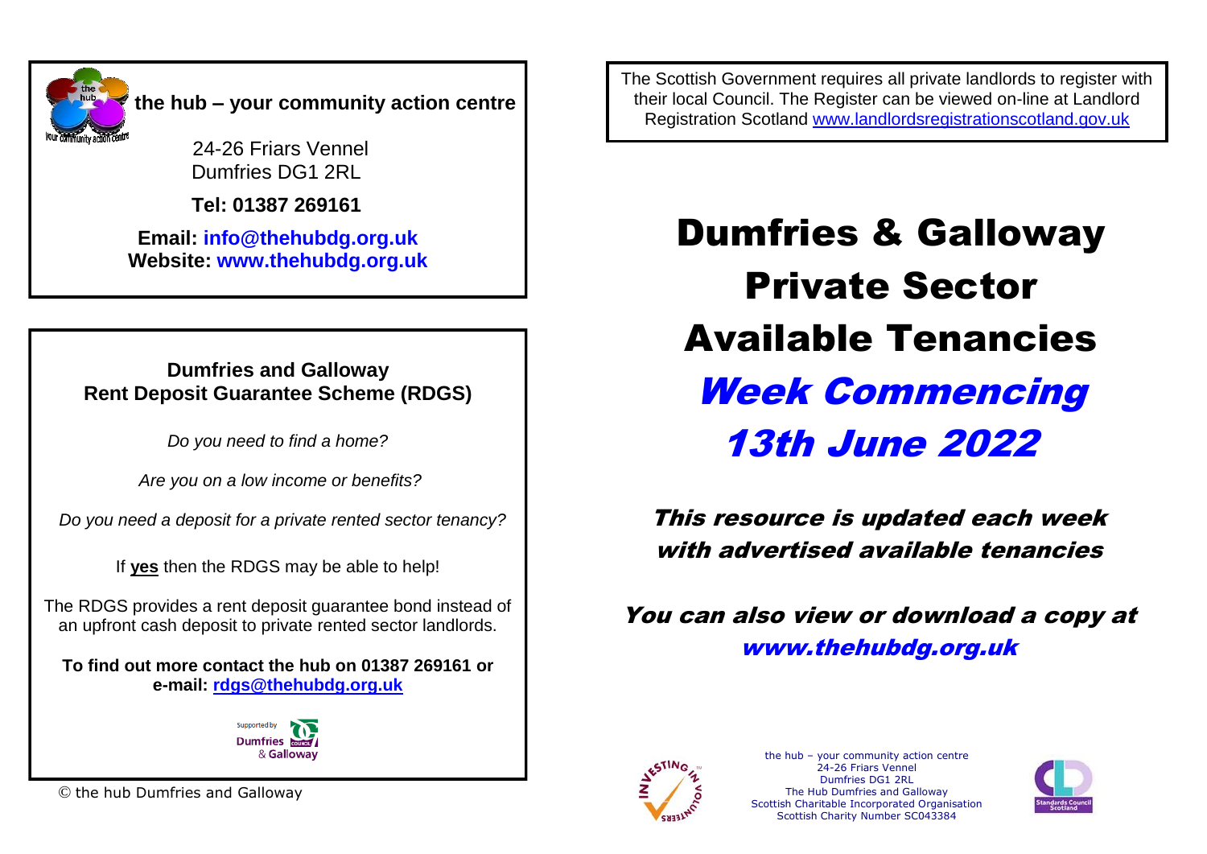**the hub – your community action centre**

24-26 Friars Vennel
Dumfries DG1 2RL

**Tel: 01387 269161**

**Email: info@thehubdg.org.uk**
**Website: www.thehubdg.org.uk**

**Dumfries and Galloway**
**Rent Deposit Guarantee Scheme (RDGS)**

*Do you need to find a home?*

*Are you on a low income or benefits?*

*Do you need a deposit for a private rented sector tenancy?*

If **yes** then the RDGS may be able to help!

The RDGS provides a rent deposit guarantee bond instead of an upfront cash deposit to private rented sector landlords.

**To find out more contact the hub on 01387 269161 or e-mail: rdgs@thehubdg.org.uk**

Supported by Dumfries & Galloway Council

© the hub Dumfries and Galloway

The Scottish Government requires all private landlords to register with their local Council. The Register can be viewed on-line at Landlord Registration Scotland www.landlordsregistrationscotland.gov.uk

# Dumfries & Galloway Private Sector Available Tenancies

## *Week Commencing 13th June 2022*

***This resource is updated each week with advertised available tenancies***

***You can also view or download a copy at www.thehubdg.org.uk***

the hub – your community action centre
24-26 Friars Vennel
Dumfries DG1 2RL
The Hub Dumfries and Galloway
Scottish Charitable Incorporated Organisation
Scottish Charity Number SC043384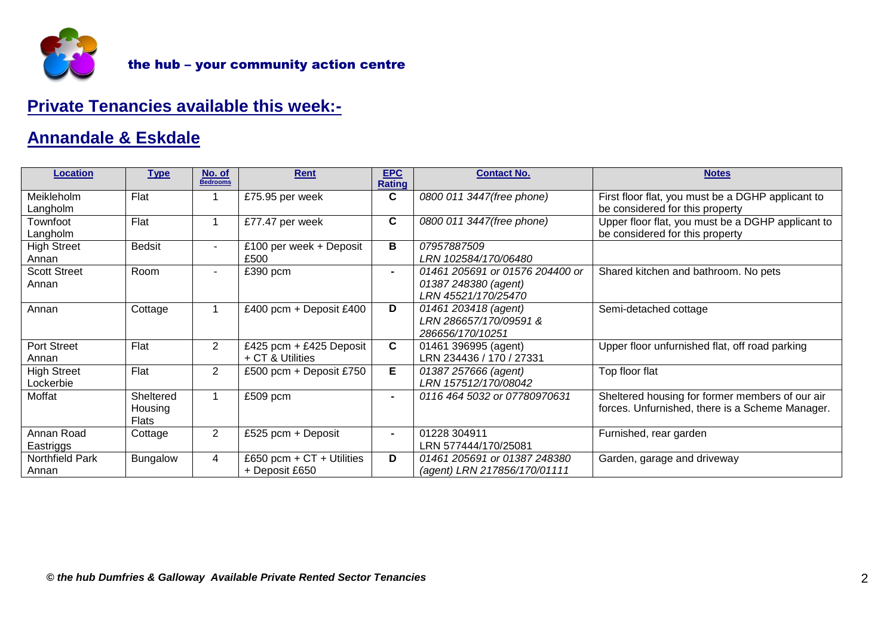the hub – your community action centre

## Private Tenancies available this week:-

## Annandale & Eskdale

| Location | Type | No. of Bedrooms | Rent | EPC Rating | Contact No. | Notes |
|---|---|---|---|---|---|---|
| Meikleholm Langholm | Flat | 1 | £75.95 per week | C | *0800 011 3447(free phone)* | First floor flat, you must be a DGHP applicant to be considered for this property |
| Townfoot Langholm | Flat | 1 | £77.47 per week | C | *0800 011 3447(free phone)* | Upper floor flat, you must be a DGHP applicant to be considered for this property |
| High Street Annan | Bedsit | - | £100 per week + Deposit £500 | B | *07957887509 LRN 102584/170/06480* | |
| Scott Street Annan | Room | - | £390 pcm | - | *01461 205691 or 01576 204400 or 01387 248380 (agent) LRN 45521/170/25470* | Shared kitchen and bathroom. No pets |
| Annan | Cottage | 1 | £400 pcm + Deposit £400 | D | *01461 203418 (agent) LRN 286657/170/09591 & 286656/170/10251* | Semi-detached cottage |
| Port Street Annan | Flat | 2 | £425 pcm + £425 Deposit + CT & Utilities | C | 01461 396995 (agent) LRN 234436 / 170 / 27331 | Upper floor unfurnished flat, off road parking |
| High Street Lockerbie | Flat | 2 | £500 pcm + Deposit £750 | E | *01387 257666 (agent) LRN 157512/170/08042* | Top floor flat |
| Moffat | Sheltered Housing Flats | 1 | £509 pcm | - | *0116 464 5032 or 07780970631* | Sheltered housing for former members of our air forces. Unfurnished, there is a Scheme Manager. |
| Annan Road Eastriggs | Cottage | 2 | £525 pcm + Deposit | - | 01228 304911 LRN 577444/170/25081 | Furnished, rear garden |
| Northfield Park Annan | Bungalow | 4 | £650 pcm + CT + Utilities + Deposit £650 | D | *01461 205691 or 01387 248380 (agent) LRN 217856/170/01111* | Garden, garage and driveway |

***© the hub Dumfries & Galloway Available Private Rented Sector Tenancies***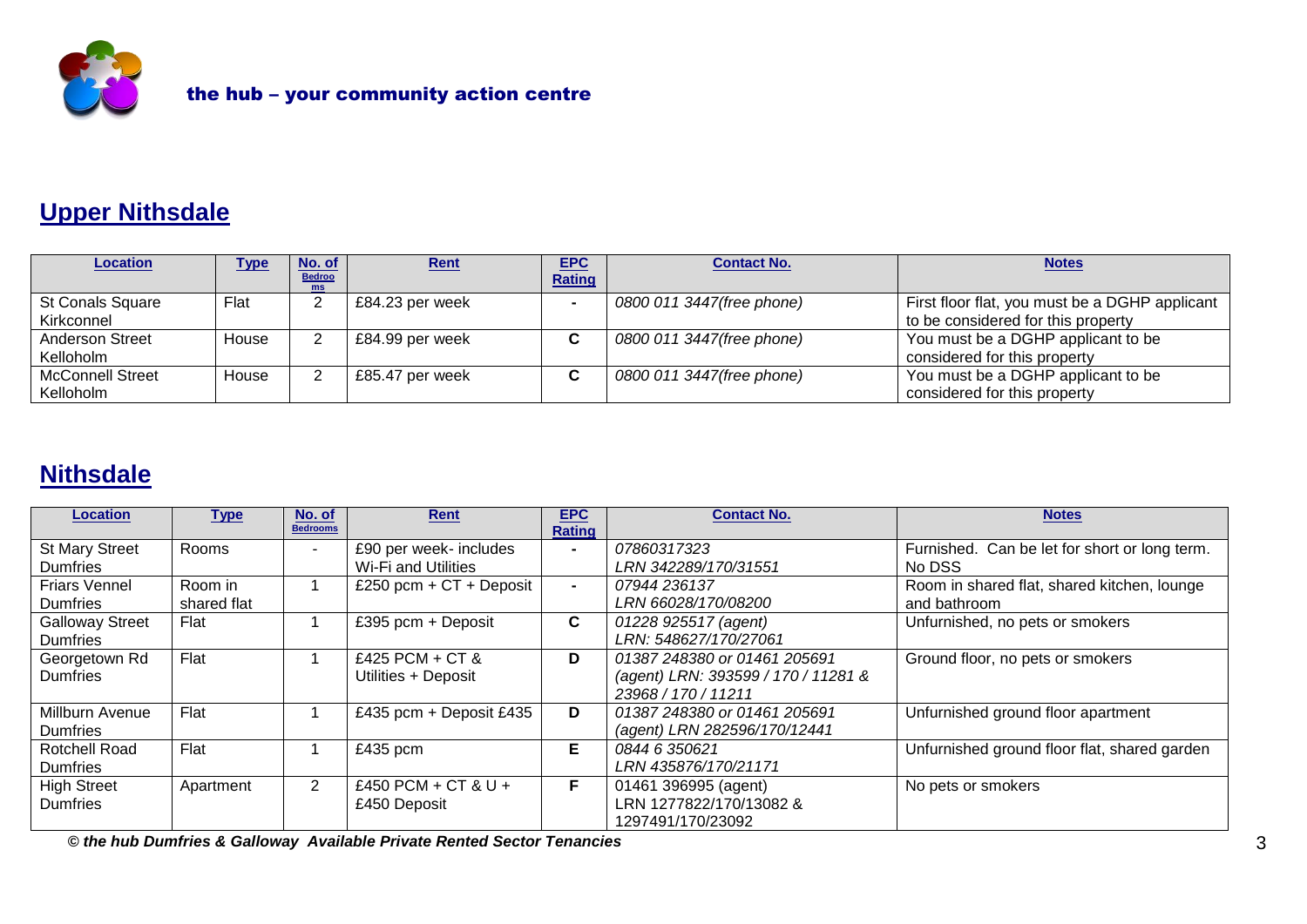the hub – your community action centre

## Upper Nithsdale

| Location | Type | No. of Bedrooms | Rent | EPC Rating | Contact No. | Notes |
|---|---|---|---|---|---|---|
| St Conals Square Kirkconnel | Flat | 2 | £84.23 per week | - | *0800 011 3447(free phone)* | First floor flat, you must be a DGHP applicant to be considered for this property |
| Anderson Street Kelloholm | House | 2 | £84.99 per week | C | *0800 011 3447(free phone)* | You must be a DGHP applicant to be considered for this property |
| McConnell Street Kelloholm | House | 2 | £85.47 per week | C | *0800 011 3447(free phone)* | You must be a DGHP applicant to be considered for this property |

## Nithsdale

| Location | Type | No. of Bedrooms | Rent | EPC Rating | Contact No. | Notes |
|---|---|---|---|---|---|---|
| St Mary Street Dumfries | Rooms | - | £90 per week- includes Wi-Fi and Utilities | - | *07860317323 LRN 342289/170/31551* | Furnished. Can be let for short or long term. No DSS |
| Friars Vennel Dumfries | Room in shared flat | 1 | £250 pcm + CT + Deposit | - | *07944 236137 LRN 66028/170/08200* | Room in shared flat, shared kitchen, lounge and bathroom |
| Galloway Street Dumfries | Flat | 1 | £395 pcm + Deposit | C | *01228 925517 (agent) LRN: 548627/170/27061* | Unfurnished, no pets or smokers |
| Georgetown Rd Dumfries | Flat | 1 | £425 PCM + CT & Utilities + Deposit | D | *01387 248380 or 01461 205691 (agent) LRN: 393599 / 170 / 11281 & 23968 / 170 / 11211* | Ground floor, no pets or smokers |
| Millburn Avenue Dumfries | Flat | 1 | £435 pcm + Deposit £435 | D | *01387 248380 or 01461 205691 (agent) LRN 282596/170/12441* | Unfurnished ground floor apartment |
| Rotchell Road Dumfries | Flat | 1 | £435 pcm | E | *0844 6 350621 LRN 435876/170/21171* | Unfurnished ground floor flat, shared garden |
| High Street Dumfries | Apartment | 2 | £450 PCM + CT & U + £450 Deposit | F | 01461 396995 (agent) LRN 1277822/170/13082 & 1297491/170/23092 | No pets or smokers |

***© the hub Dumfries & Galloway Available Private Rented Sector Tenancies***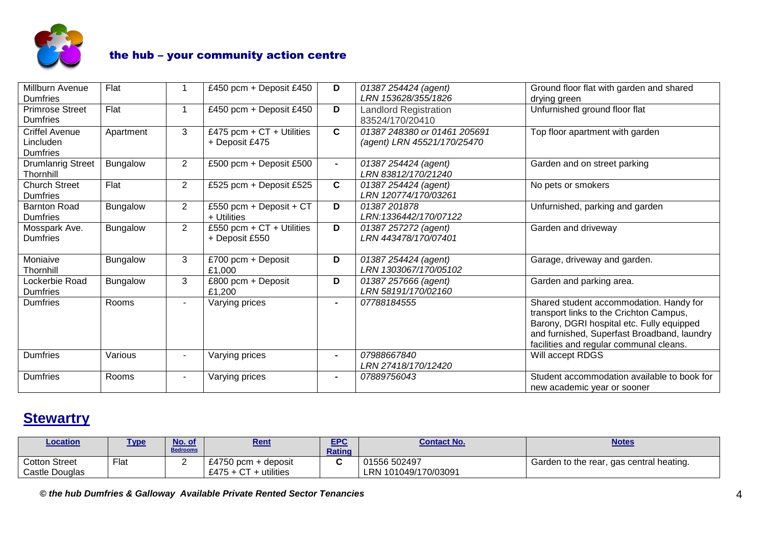| | | | | | | |
|---|---|---|---|---|---|---|
| Millburn Avenue Dumfries | Flat | 1 | £450 pcm + Deposit £450 | D | *01387 254424 (agent) LRN 153628/355/1826* | Ground floor flat with garden and shared drying green |
| Primrose Street Dumfries | Flat | 1 | £450 pcm + Deposit £450 | D | Landlord Registration 83524/170/20410 | Unfurnished ground floor flat |
| Criffel Avenue Lincluden Dumfries | Apartment | 3 | £475 pcm + CT + Utilities + Deposit £475 | C | *01387 248380 or 01461 205691 (agent) LRN 45521/170/25470* | Top floor apartment with garden |
| Drumlanrig Street Thornhill | Bungalow | 2 | £500 pcm + Deposit £500 | - | *01387 254424 (agent) LRN 83812/170/21240* | Garden and on street parking |
| Church Street Dumfries | Flat | 2 | £525 pcm + Deposit £525 | C | *01387 254424 (agent) LRN 120774/170/03261* | No pets or smokers |
| Barnton Road Dumfries | Bungalow | 2 | £550 pcm + Deposit + CT + Utilities | D | *01387 201878 LRN:1336442/170/07122* | Unfurnished, parking and garden |
| Mosspark Ave. Dumfries | Bungalow | 2 | £550 pcm + CT + Utilities + Deposit £550 | D | *01387 257272 (agent) LRN 443478/170/07401* | Garden and driveway |
| Moniaive Thornhill | Bungalow | 3 | £700 pcm + Deposit £1,000 | D | *01387 254424 (agent) LRN 1303067/170/05102* | Garage, driveway and garden. |
| Lockerbie Road Dumfries | Bungalow | 3 | £800 pcm + Deposit £1,200 | D | *01387 257666 (agent) LRN 58191/170/02160* | Garden and parking area. |
| Dumfries | Rooms | - | Varying prices | - | *07788184555* | Shared student accommodation. Handy for transport links to the Crichton Campus, Barony, DGRI hospital etc. Fully equipped and furnished, Superfast Broadband, laundry facilities and regular communal cleans. |
| Dumfries | Various | - | Varying prices | - | *07988667840 LRN 27418/170/12420* | Will accept RDGS |
| Dumfries | Rooms | - | Varying prices | - | *07889756043* | Student accommodation available to book for new academic year or sooner |

## Stewartry

| Location | Type | No. of Bedrooms | Rent | EPC Rating | Contact No. | Notes |
|---|---|---|---|---|---|---|
| Cotton Street Castle Douglas | Flat | 2 | £4750 pcm + deposit £475 + CT + utilities | C | 01556 502497 LRN 101049/170/03091 | Garden to the rear, gas central heating. |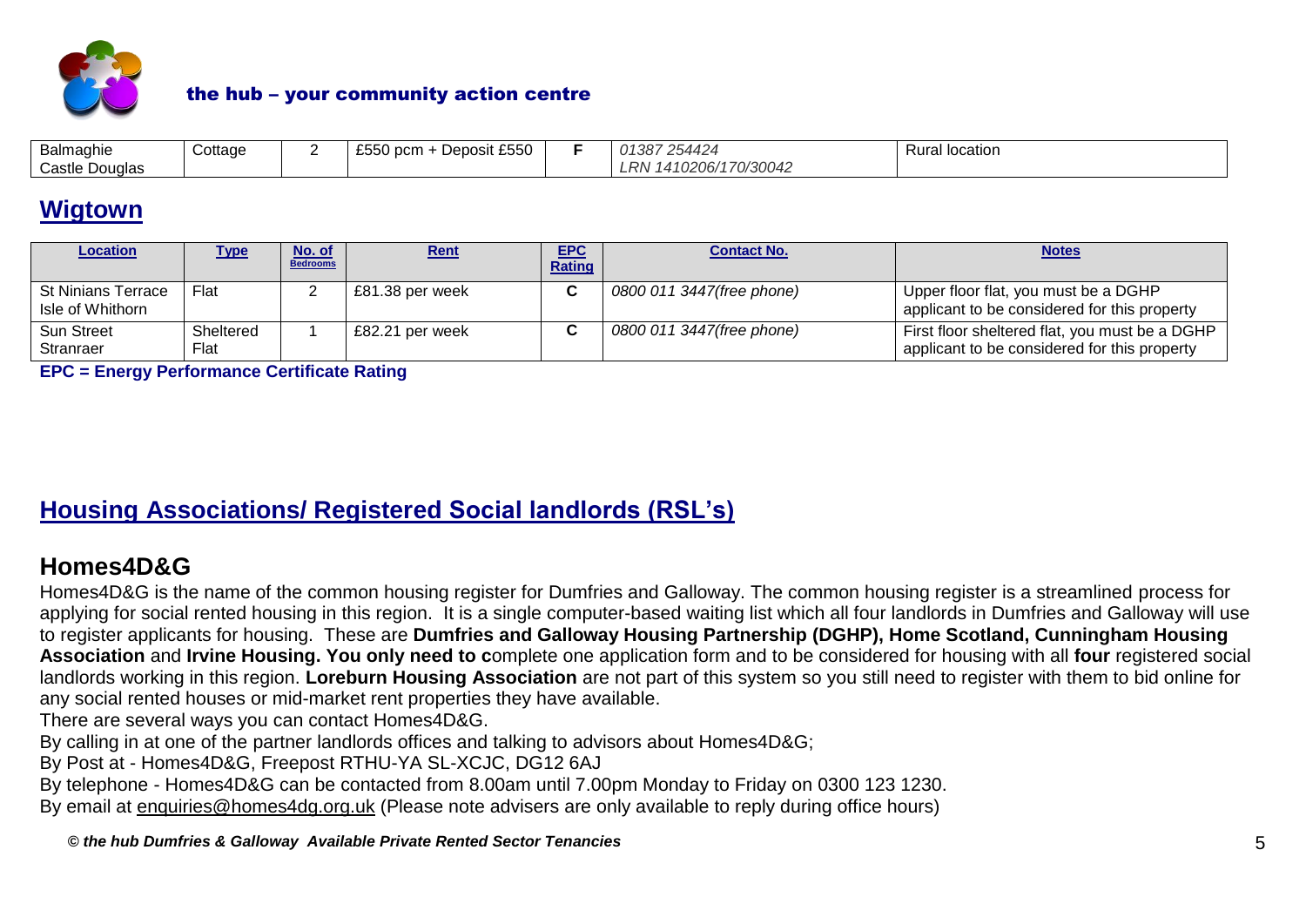| Balmaghie Castle Douglas | Cottage | 2 | £550 pcm + Deposit £550 | F | *01387 254424 LRN 1410206/170/30042* | Rural location |
|---|---|---|---|---|---|---|

## Wigtown

| Location | Type | No. of Bedrooms | Rent | EPC Rating | Contact No. | Notes |
|---|---|---|---|---|---|---|
| St Ninians Terrace Isle of Whithorn | Flat | 2 | £81.38 per week | C | *0800 011 3447(free phone)* | Upper floor flat, you must be a DGHP applicant to be considered for this property |
| Sun Street Stranraer | Sheltered Flat | 1 | £82.21 per week | C | *0800 011 3447(free phone)* | First floor sheltered flat, you must be a DGHP applicant to be considered for this property |

**EPC = Energy Performance Certificate Rating**

## Housing Associations/ Registered Social landlords (RSL's)

### Homes4D&G

Homes4D&G is the name of the common housing register for Dumfries and Galloway. The common housing register is a streamlined process for applying for social rented housing in this region. It is a single computer-based waiting list which all four landlords in Dumfries and Galloway will use to register applicants for housing. These are **Dumfries and Galloway Housing Partnership (DGHP), Home Scotland, Cunningham Housing Association** and **Irvine Housing. You only need to c**omplete one application form and to be considered for housing with all **four** registered social landlords working in this region. **Loreburn Housing Association** are not part of this system so you still need to register with them to bid online for any social rented houses or mid-market rent properties they have available.

There are several ways you can contact Homes4D&G.

By calling in at one of the partner landlords offices and talking to advisors about Homes4D&G;

By Post at - Homes4D&G, Freepost RTHU-YA SL-XCJC, DG12 6AJ

By telephone - Homes4D&G can be contacted from 8.00am until 7.00pm Monday to Friday on 0300 123 1230.

By email at enquiries@homes4dg.org.uk (Please note advisers are only available to reply during office hours)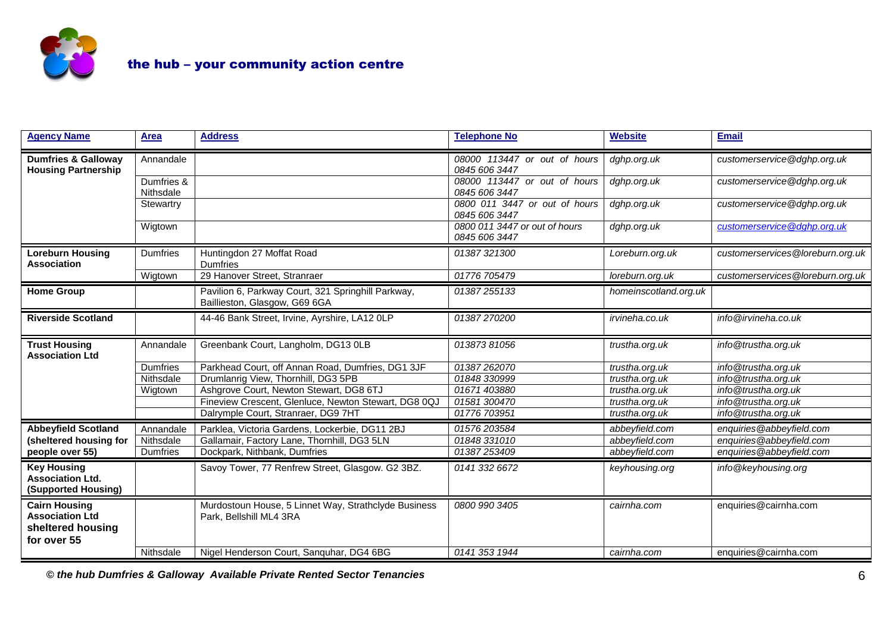| Agency Name | Area | Address | Telephone No | Website | Email |
| --- | --- | --- | --- | --- | --- |
| **Dumfries & Galloway Housing Partnership** | Annandale | | *08000 113447 or out of hours 0845 606 3447* | *dghp.org.uk* | *customerservice@dghp.org.uk* |
| | Dumfries & Nithsdale | | *08000 113447 or out of hours 0845 606 3447* | *dghp.org.uk* | *customerservice@dghp.org.uk* |
| | Stewartry | | *0800 011 3447 or out of hours 0845 606 3447* | *dghp.org.uk* | *customerservice@dghp.org.uk* |
| | Wigtown | | *0800 011 3447 or out of hours 0845 606 3447* | *dghp.org.uk* | *customerservice@dghp.org.uk* |
| **Loreburn Housing Association** | Dumfries | Huntingdon 27 Moffat Road Dumfries | *01387 321300* | *Loreburn.org.uk* | *customerservices@loreburn.org.uk* |
| | Wigtown | 29 Hanover Street, Stranraer | *01776 705479* | *loreburn.org.uk* | *customerservices@loreburn.org.uk* |
| **Home Group** | | Pavilion 6, Parkway Court, 321 Springhill Parkway, Baillieston, Glasgow, G69 6GA | *01387 255133* | *homeinscotland.org.uk* | |
| **Riverside Scotland** | | 44-46 Bank Street, Irvine, Ayrshire, LA12 0LP | *01387 270200* | *irvineha.co.uk* | *info@irvineha.co.uk* |
| **Trust Housing Association Ltd** | Annandale | Greenbank Court, Langholm, DG13 0LB | *013873 81056* | *trustha.org.uk* | *info@trustha.org.uk* |
| | Dumfries | Parkhead Court, off Annan Road, Dumfries, DG1 3JF | *01387 262070* | *trustha.org.uk* | *info@trustha.org.uk* |
| | Nithsdale | Drumlanrig View, Thornhill, DG3 5PB | *01848 330999* | *trustha.org.uk* | *info@trustha.org.uk* |
| | Wigtown | Ashgrove Court, Newton Stewart, DG8 6TJ | *01671 403880* | *trustha.org.uk* | *info@trustha.org.uk* |
| | | Fineview Crescent, Glenluce, Newton Stewart, DG8 0QJ | *01581 300470* | *trustha.org.uk* | *info@trustha.org.uk* |
| | | Dalrymple Court, Stranraer, DG9 7HT | *01776 703951* | *trustha.org.uk* | *info@trustha.org.uk* |
| **Abbeyfield Scotland (sheltered housing for people over 55)** | Annandale | Parklea, Victoria Gardens, Lockerbie, DG11 2BJ | *01576 203584* | *abbeyfield.com* | *enquiries@abbeyfield.com* |
| | Nithsdale | Gallamair, Factory Lane, Thornhill, DG3 5LN | *01848 331010* | *abbeyfield.com* | *enquiries@abbeyfield.com* |
| | Dumfries | Dockpark, Nithbank, Dumfries | *01387 253409* | *abbeyfield.com* | *enquiries@abbeyfield.com* |
| **Key Housing Association Ltd. (Supported Housing)** | | Savoy Tower, 77 Renfrew Street, Glasgow. G2 3BZ. | *0141 332 6672* | *keyhousing.org* | *info@keyhousing.org* |
| **Cairn Housing Association Ltd sheltered housing for over 55** | | Murdostoun House, 5 Linnet Way, Strathclyde Business Park, Bellshill ML4 3RA | *0800 990 3405* | *cairnha.com* | enquiries@cairnha.com |
| | Nithsdale | Nigel Henderson Court, Sanquhar, DG4 6BG | *0141 353 1944* | *cairnha.com* | enquiries@cairnha.com |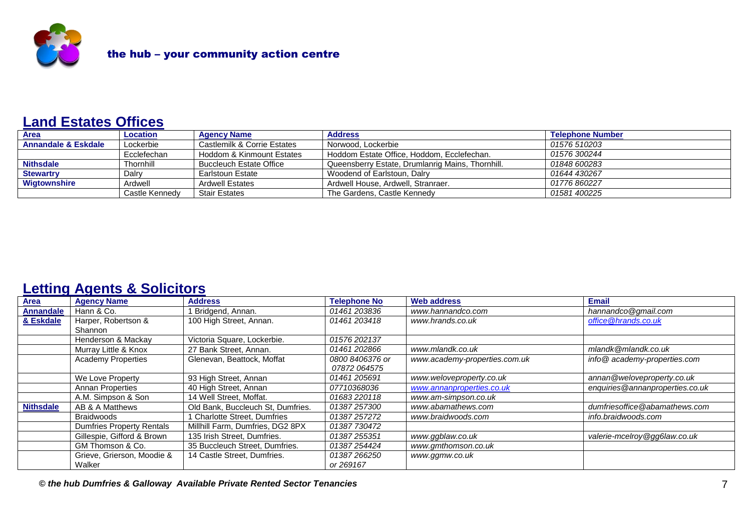## Land Estates Offices

| Area | Location | Agency Name | Address | Telephone Number |
|---|---|---|---|---|
| **Annandale & Eskdale** | Lockerbie | Castlemilk & Corrie Estates | Norwood, Lockerbie | *01576 510203* |
| | Ecclefechan | Hoddom & Kinmount Estates | Hoddom Estate Office, Hoddom, Ecclefechan. | *01576 300244* |
| **Nithsdale** | Thornhill | Buccleuch Estate Office | Queensberry Estate, Drumlanrig Mains, Thornhill. | *01848 600283* |
| **Stewartry** | Dalry | Earlstoun Estate | Woodend of Earlstoun, Dalry | *01644 430267* |
| **Wigtownshire** | Ardwell | Ardwell Estates | Ardwell House, Ardwell, Stranraer. | *01776 860227* |
| | Castle Kennedy | Stair Estates | The Gardens, Castle Kennedy | *01581 400225* |

## Letting Agents & Solicitors

| Area | Agency Name | Address | Telephone No | Web address | Email |
|---|---|---|---|---|---|
| **Annandale & Eskdale** | Hann & Co. | 1 Bridgend, Annan. | *01461 203836* | *www.hannandco.com* | *hannandco@gmail.com* |
| | Harper, Robertson & Shannon | 100 High Street, Annan. | *01461 203418* | *www.hrands.co.uk* | *office@hrands.co.uk* |
| | Henderson & Mackay | Victoria Square, Lockerbie. | *01576 202137* | | |
| | Murray Little & Knox | 27 Bank Street, Annan. | *01461 202866* | *www.mlandk.co.uk* | *mlandk@mlandk.co.uk* |
| | Academy Properties | Glenevan, Beattock, Moffat | *0800 8406376 or 07872 064575* | *www.academy-properties.com.uk* | *info@ academy-properties.com* |
| | We Love Property | 93 High Street, Annan | *01461 205691* | *www.weloveproperty.co.uk* | *annan@weloveproperty.co.uk* |
| | Annan Properties | 40 High Street, Annan | *07710368036* | *www.annanproperties.co.uk* | *enquiries@annanproperties.co.uk* |
| | A.M. Simpson & Son | 14 Well Street, Moffat. | *01683 220118* | *www.am-simpson.co.uk* | |
| **Nithsdale** | AB & A Matthews | Old Bank, Buccleuch St, Dumfries. | *01387 257300* | *www.abamathews.com* | *dumfriesoffice@abamathews.com* |
| | Braidwoods | 1 Charlotte Street, Dumfries | *01387 257272* | *www.braidwoods.com* | *info.braidwoods.com* |
| | Dumfries Property Rentals | Millhill Farm, Dumfries, DG2 8PX | *01387 730472* | | |
| | Gillespie, Gifford & Brown | 135 Irish Street, Dumfries. | *01387 255351* | *www.ggblaw.co.uk* | *valerie-mcelroy@gg6law.co.uk* |
| | GM Thomson & Co. | 35 Buccleuch Street, Dumfries. | *01387 254424* | *www.gmthomson.co.uk* | |
| | Grieve, Grierson, Moodie & Walker | 14 Castle Street, Dumfries. | *01387 266250 or 269167* | *www.ggmw.co.uk* | |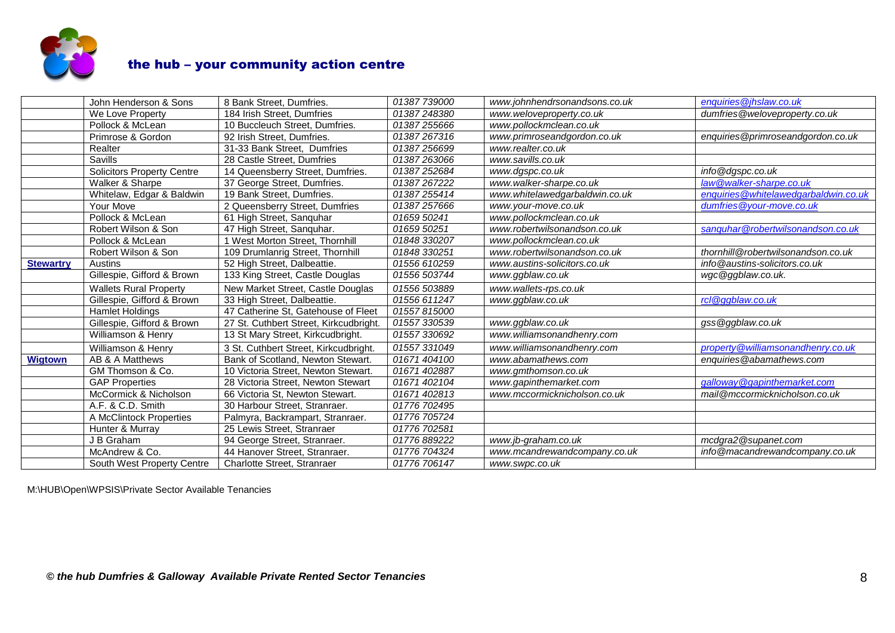| | | | | | |
|---|---|---|---|---|---|
| | John Henderson & Sons | 8 Bank Street, Dumfries. | 01387 739000 | www.johnhendrsonandsons.co.uk | enquiries@jhslaw.co.uk |
| | We Love Property | 184 Irish Street, Dumfries | 01387 248380 | www.weloveproperty.co.uk | dumfries@weloveproperty.co.uk |
| | Pollock & McLean | 10 Buccleuch Street, Dumfries. | 01387 255666 | www.pollockmclean.co.uk | |
| | Primrose & Gordon | 92 Irish Street, Dumfries. | 01387 267316 | www.primroseandgordon.co.uk | enquiries@primroseandgordon.co.uk |
| | Realter | 31-33 Bank Street, Dumfries | 01387 256699 | www.realter.co.uk | |
| | Savills | 28 Castle Street, Dumfries | 01387 263066 | www.savills.co.uk | |
| | Solicitors Property Centre | 14 Queensberry Street, Dumfries. | 01387 252684 | www.dgspc.co.uk | info@dgspc.co.uk |
| | Walker & Sharpe | 37 George Street, Dumfries. | 01387 267222 | www.walker-sharpe.co.uk | law@walker-sharpe.co.uk |
| | Whitelaw, Edgar & Baldwin | 19 Bank Street, Dumfries. | 01387 255414 | www.whitelawedgarbaldwin.co.uk | enquiries@whitelawedgarbaldwin.co.uk |
| | Your Move | 2 Queensberry Street, Dumfries | 01387 257666 | www.your-move.co.uk | dumfries@your-move.co.uk |
| | Pollock & McLean | 61 High Street, Sanquhar | 01659 50241 | www.pollockmclean.co.uk | |
| | Robert Wilson & Son | 47 High Street, Sanquhar. | 01659 50251 | www.robertwilsonandson.co.uk | sanquhar@robertwilsonandson.co.uk |
| | Pollock & McLean | 1 West Morton Street, Thornhill | 01848 330207 | www.pollockmclean.co.uk | |
| | Robert Wilson & Son | 109 Drumlanrig Street, Thornhill | 01848 330251 | www.robertwilsonandson.co.uk | thornhill@robertwilsonandson.co.uk |
| **Stewartry** | Austins | 52 High Street, Dalbeattie. | 01556 610259 | www.austins-solicitors.co.uk | info@austins-solicitors.co.uk |
| | Gillespie, Gifford & Brown | 133 King Street, Castle Douglas | 01556 503744 | www.ggblaw.co.uk | wgc@ggblaw.co.uk. |
| | Wallets Rural Property | New Market Street, Castle Douglas | 01556 503889 | www.wallets-rps.co.uk | |
| | Gillespie, Gifford & Brown | 33 High Street, Dalbeattie. | 01556 611247 | www.ggblaw.co.uk | rcl@ggblaw.co.uk |
| | Hamlet Holdings | 47 Catherine St, Gatehouse of Fleet | 01557 815000 | | |
| | Gillespie, Gifford & Brown | 27 St. Cuthbert Street, Kirkcudbright. | 01557 330539 | www.ggblaw.co.uk | gss@ggblaw.co.uk |
| | Williamson & Henry | 13 St Mary Street, Kirkcudbright. | 01557 330692 | www.williamsonandhenry.com | |
| | Williamson & Henry | 3 St. Cuthbert Street, Kirkcudbright. | 01557 331049 | www.williamsonandhenry.com | property@williamsonandhenry.co.uk |
| **Wigtown** | AB & A Matthews | Bank of Scotland, Newton Stewart. | 01671 404100 | www.abamathews.com | enquiries@abamathews.com |
| | GM Thomson & Co. | 10 Victoria Street, Newton Stewart. | 01671 402887 | www.gmthomson.co.uk | |
| | GAP Properties | 28 Victoria Street, Newton Stewart | 01671 402104 | www.gapinthemarket.com | galloway@gapinthemarket.com |
| | McCormick & Nicholson | 66 Victoria St, Newton Stewart. | 01671 402813 | www.mccormicknicholson.co.uk | mail@mccormicknicholson.co.uk |
| | A.F. & C.D. Smith | 30 Harbour Street, Stranraer. | 01776 702495 | | |
| | A McClintock Properties | Palmyra, Backrampart, Stranraer. | 01776 705724 | | |
| | Hunter & Murray | 25 Lewis Street, Stranraer | 01776 702581 | | |
| | J B Graham | 94 George Street, Stranraer. | 01776 889222 | www.jb-graham.co.uk | mcdgra2@supanet.com |
| | McAndrew & Co. | 44 Hanover Street, Stranraer. | 01776 704324 | www.mcandrewandcompany.co.uk | info@macandrewandcompany.co.uk |
| | South West Property Centre | Charlotte Street, Stranraer | 01776 706147 | www.swpc.co.uk | |

M:\HUB\Open\WPSIS\Private Sector Available Tenancies